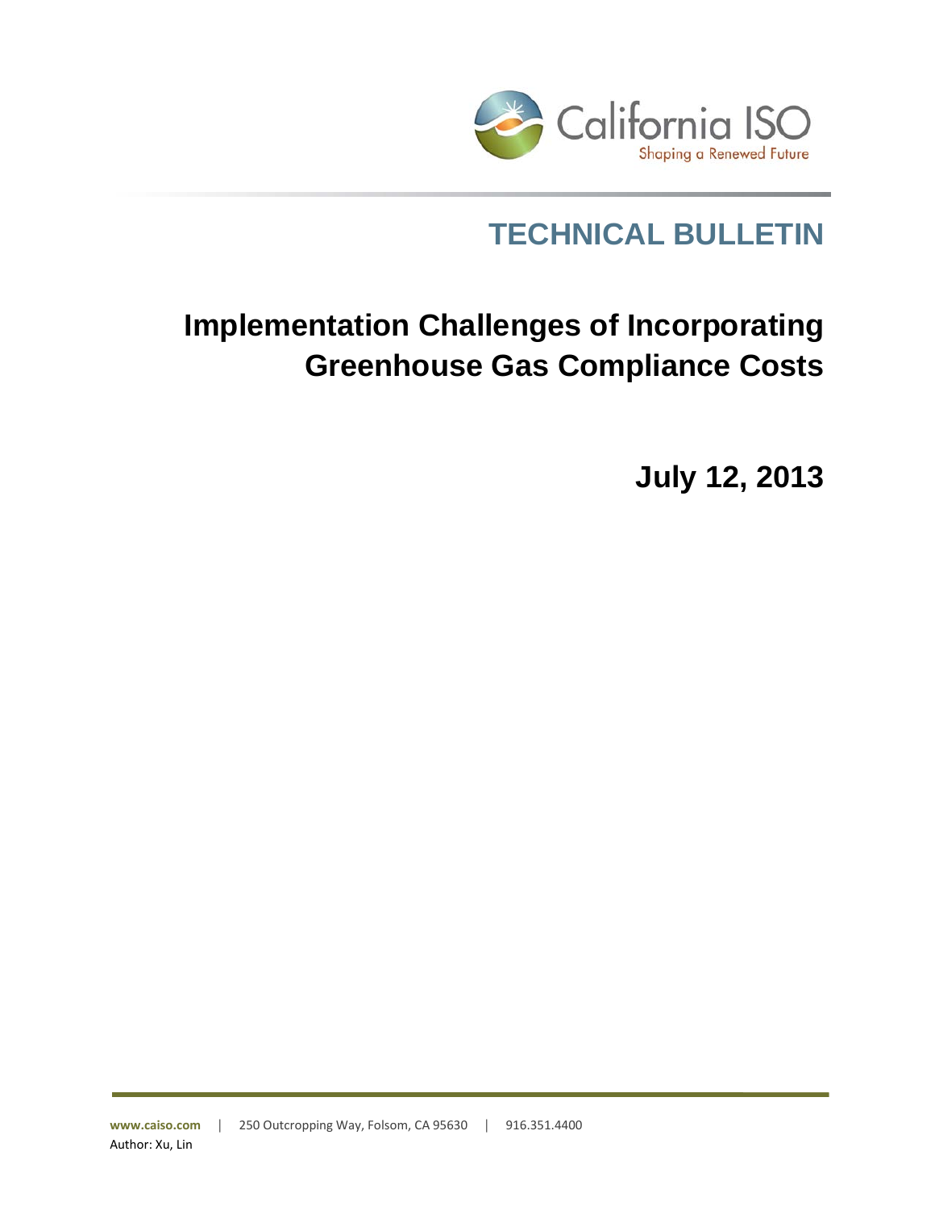California ISO

Shaping a Renewed Future

## TECHNICAL BULLETIN

# Implementation Challenges of Incorporating Greenhouse Gas Compliance Costs

**July 12, 2013**

www.caiso.com | 250 Outcropping Way, Folsom, CA 95630 | 916.351.4400

Author: Xu, Lin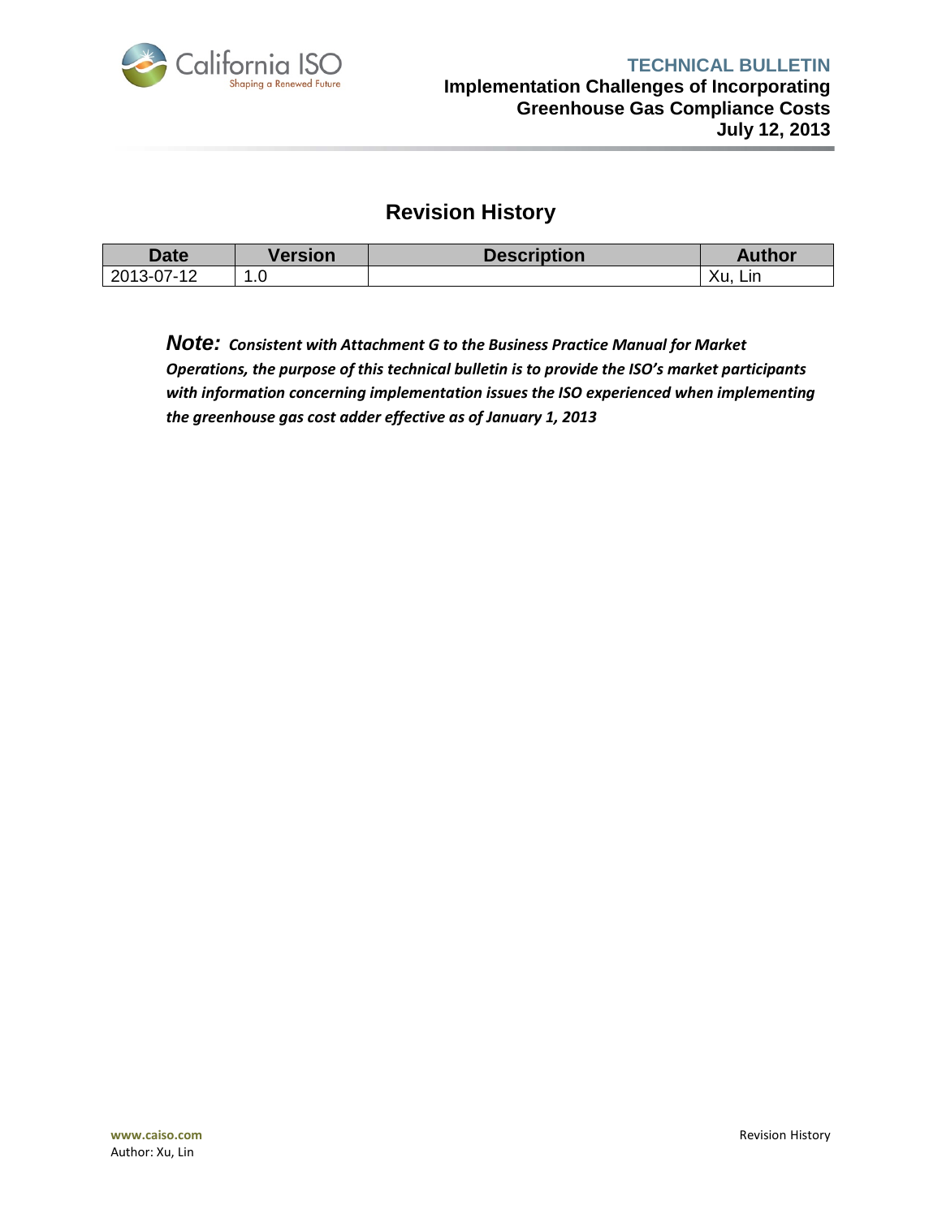# Revision History

| Date | Version | Description | Author |
| --- | --- | --- | --- |
| 2013-07-12 | 1.0 | | Xu, Lin |

***Note:*** ***Consistent with Attachment G to the Business Practice Manual for Market Operations, the purpose of this technical bulletin is to provide the ISO's market participants with information concerning implementation issues the ISO experienced when implementing the greenhouse gas cost adder effective as of January 1, 2013***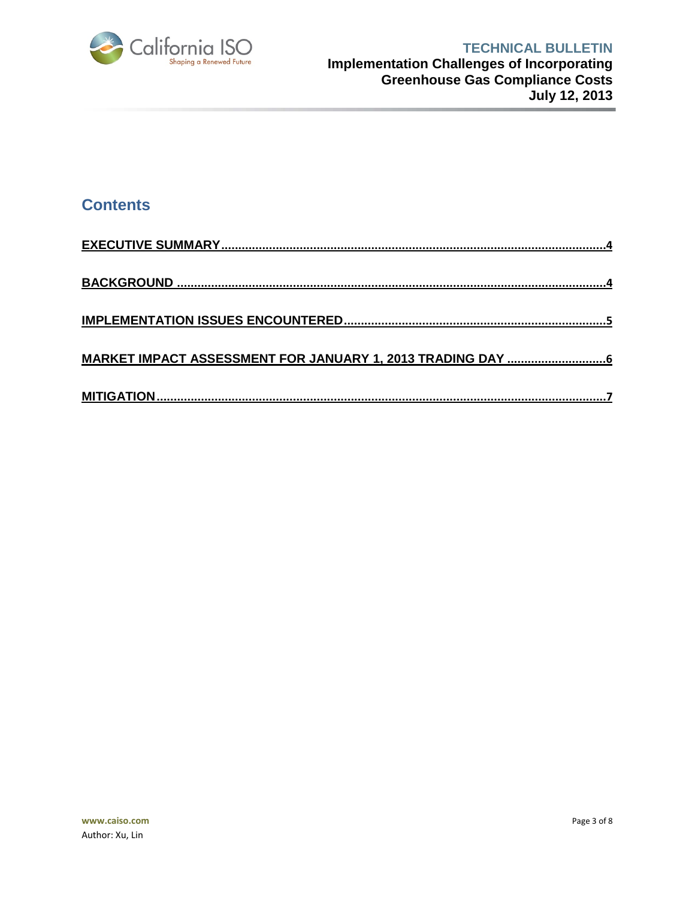## Contents

EXECUTIVE SUMMARY ............................................................................................................... 4

BACKGROUND ........................................................................................................................... 4

IMPLEMENTATION ISSUES ENCOUNTERED ............................................................................ 5

MARKET IMPACT ASSESSMENT FOR JANUARY 1, 2013 TRADING DAY ............................. 6

MITIGATION ................................................................................................................................ 7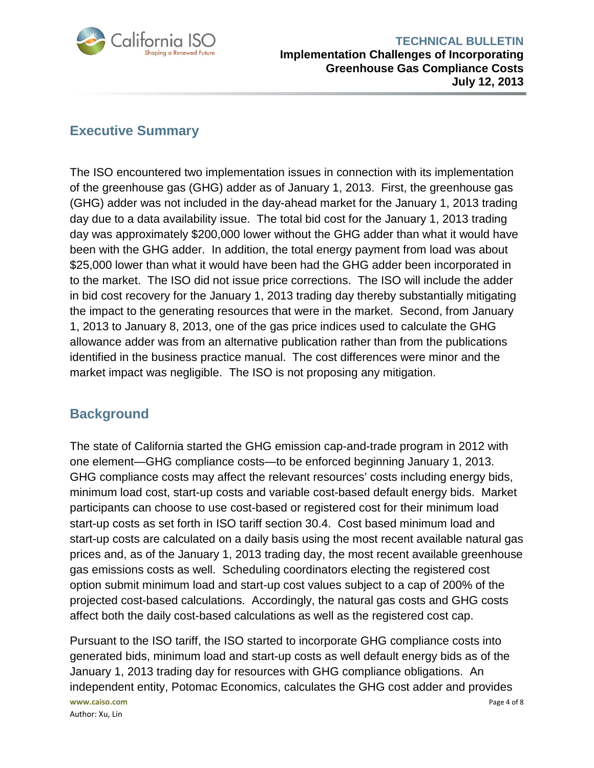## Executive Summary

The ISO encountered two implementation issues in connection with its implementation of the greenhouse gas (GHG) adder as of January 1, 2013. First, the greenhouse gas (GHG) adder was not included in the day-ahead market for the January 1, 2013 trading day due to a data availability issue. The total bid cost for the January 1, 2013 trading day was approximately $200,000 lower without the GHG adder than what it would have been with the GHG adder. In addition, the total energy payment from load was about $25,000 lower than what it would have been had the GHG adder been incorporated in to the market. The ISO did not issue price corrections. The ISO will include the adder in bid cost recovery for the January 1, 2013 trading day thereby substantially mitigating the impact to the generating resources that were in the market. Second, from January 1, 2013 to January 8, 2013, one of the gas price indices used to calculate the GHG allowance adder was from an alternative publication rather than from the publications identified in the business practice manual. The cost differences were minor and the market impact was negligible. The ISO is not proposing any mitigation.

## Background

The state of California started the GHG emission cap-and-trade program in 2012 with one element—GHG compliance costs—to be enforced beginning January 1, 2013. GHG compliance costs may affect the relevant resources' costs including energy bids, minimum load cost, start-up costs and variable cost-based default energy bids. Market participants can choose to use cost-based or registered cost for their minimum load start-up costs as set forth in ISO tariff section 30.4. Cost based minimum load and start-up costs are calculated on a daily basis using the most recent available natural gas prices and, as of the January 1, 2013 trading day, the most recent available greenhouse gas emissions costs as well. Scheduling coordinators electing the registered cost option submit minimum load and start-up cost values subject to a cap of 200% of the projected cost-based calculations. Accordingly, the natural gas costs and GHG costs affect both the daily cost-based calculations as well as the registered cost cap.

Pursuant to the ISO tariff, the ISO started to incorporate GHG compliance costs into generated bids, minimum load and start-up costs as well default energy bids as of the January 1, 2013 trading day for resources with GHG compliance obligations. An independent entity, Potomac Economics, calculates the GHG cost adder and provides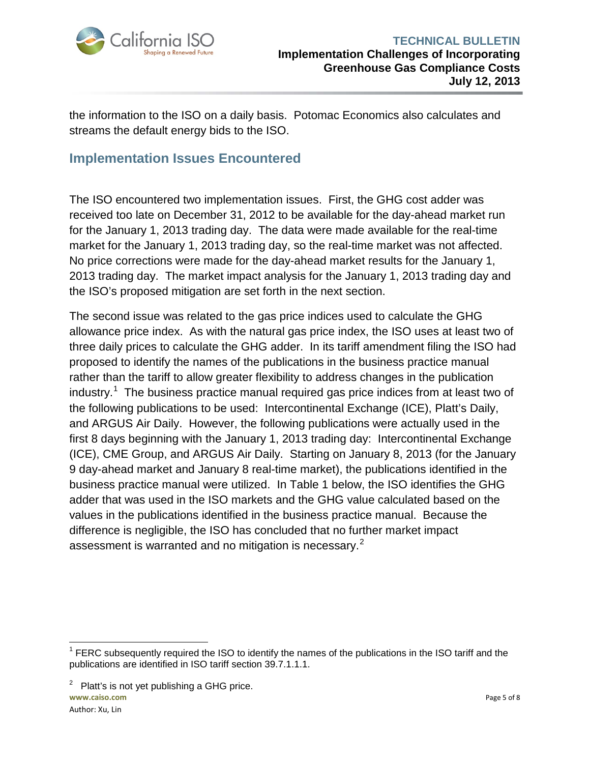the information to the ISO on a daily basis. Potomac Economics also calculates and streams the default energy bids to the ISO.

## Implementation Issues Encountered

The ISO encountered two implementation issues. First, the GHG cost adder was received too late on December 31, 2012 to be available for the day-ahead market run for the January 1, 2013 trading day. The data were made available for the real-time market for the January 1, 2013 trading day, so the real-time market was not affected. No price corrections were made for the day-ahead market results for the January 1, 2013 trading day. The market impact analysis for the January 1, 2013 trading day and the ISO's proposed mitigation are set forth in the next section.

The second issue was related to the gas price indices used to calculate the GHG allowance price index. As with the natural gas price index, the ISO uses at least two of three daily prices to calculate the GHG adder. In its tariff amendment filing the ISO had proposed to identify the names of the publications in the business practice manual rather than the tariff to allow greater flexibility to address changes in the publication industry.[1] The business practice manual required gas price indices from at least two of the following publications to be used: Intercontinental Exchange (ICE), Platt's Daily, and ARGUS Air Daily. However, the following publications were actually used in the first 8 days beginning with the January 1, 2013 trading day: Intercontinental Exchange (ICE), CME Group, and ARGUS Air Daily. Starting on January 8, 2013 (for the January 9 day-ahead market and January 8 real-time market), the publications identified in the business practice manual were utilized. In Table 1 below, the ISO identifies the GHG adder that was used in the ISO markets and the GHG value calculated based on the values in the publications identified in the business practice manual. Because the difference is negligible, the ISO has concluded that no further market impact assessment is warranted and no mitigation is necessary.[2]

[1] FERC subsequently required the ISO to identify the names of the publications in the ISO tariff and the publications are identified in ISO tariff section 39.7.1.1.1.

[2] Platt's is not yet publishing a GHG price.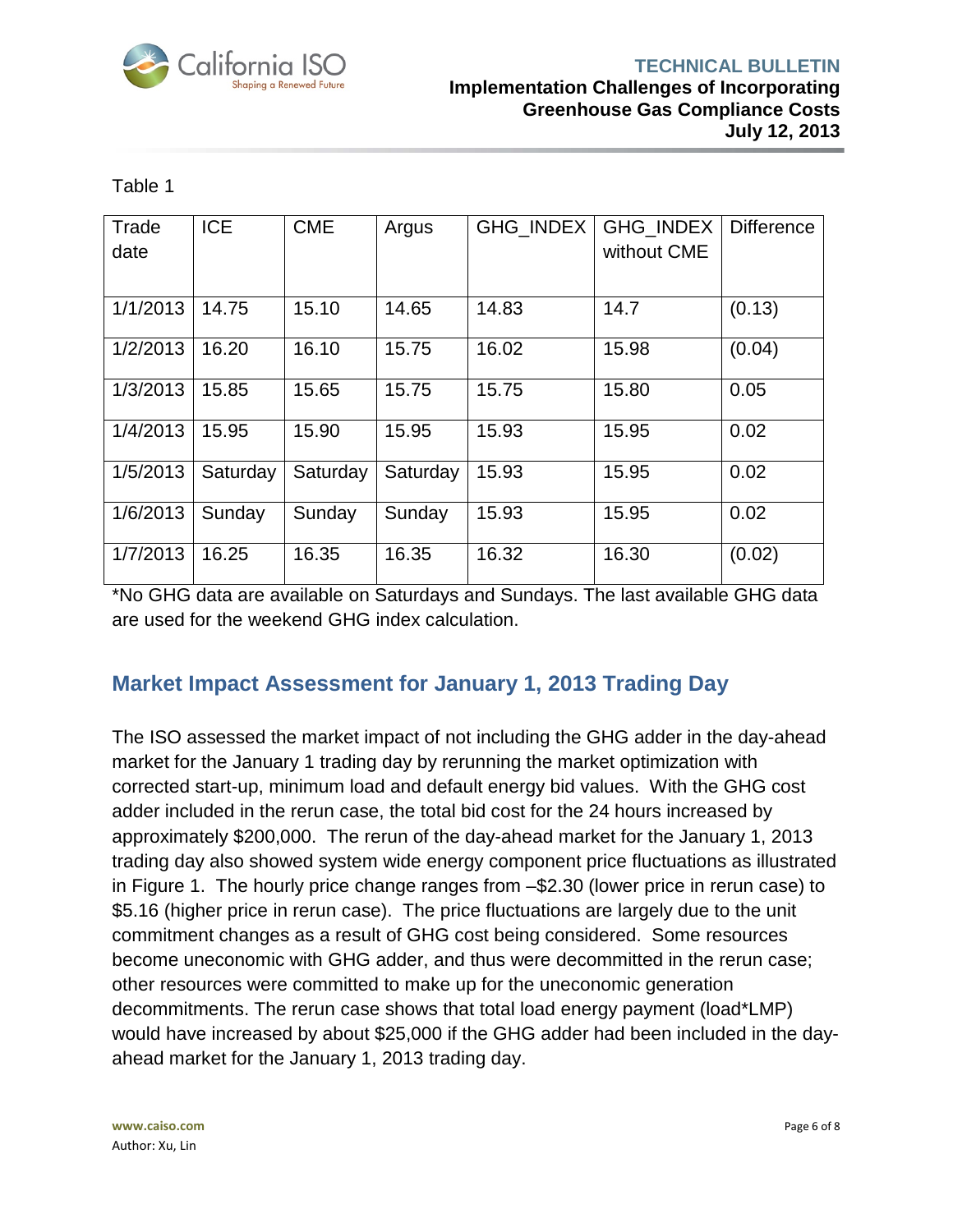Table 1

| Trade date | ICE | CME | Argus | GHG_INDEX | GHG_INDEX without CME | Difference |
|---|---|---|---|---|---|---|
| 1/1/2013 | 14.75 | 15.10 | 14.65 | 14.83 | 14.7 | (0.13) |
| 1/2/2013 | 16.20 | 16.10 | 15.75 | 16.02 | 15.98 | (0.04) |
| 1/3/2013 | 15.85 | 15.65 | 15.75 | 15.75 | 15.80 | 0.05 |
| 1/4/2013 | 15.95 | 15.90 | 15.95 | 15.93 | 15.95 | 0.02 |
| 1/5/2013 | Saturday | Saturday | Saturday | 15.93 | 15.95 | 0.02 |
| 1/6/2013 | Sunday | Sunday | Sunday | 15.93 | 15.95 | 0.02 |
| 1/7/2013 | 16.25 | 16.35 | 16.35 | 16.32 | 16.30 | (0.02) |

*No GHG data are available on Saturdays and Sundays. The last available GHG data are used for the weekend GHG index calculation.

## Market Impact Assessment for January 1, 2013 Trading Day

The ISO assessed the market impact of not including the GHG adder in the day-ahead market for the January 1 trading day by rerunning the market optimization with corrected start-up, minimum load and default energy bid values. With the GHG cost adder included in the rerun case, the total bid cost for the 24 hours increased by approximately $200,000. The rerun of the day-ahead market for the January 1, 2013 trading day also showed system wide energy component price fluctuations as illustrated in Figure 1. The hourly price change ranges from –$2.30 (lower price in rerun case) to $5.16 (higher price in rerun case). The price fluctuations are largely due to the unit commitment changes as a result of GHG cost being considered. Some resources become uneconomic with GHG adder, and thus were decommitted in the rerun case; other resources were committed to make up for the uneconomic generation decommitments. The rerun case shows that total load energy payment (load*LMP) would have increased by about $25,000 if the GHG adder had been included in the day-ahead market for the January 1, 2013 trading day.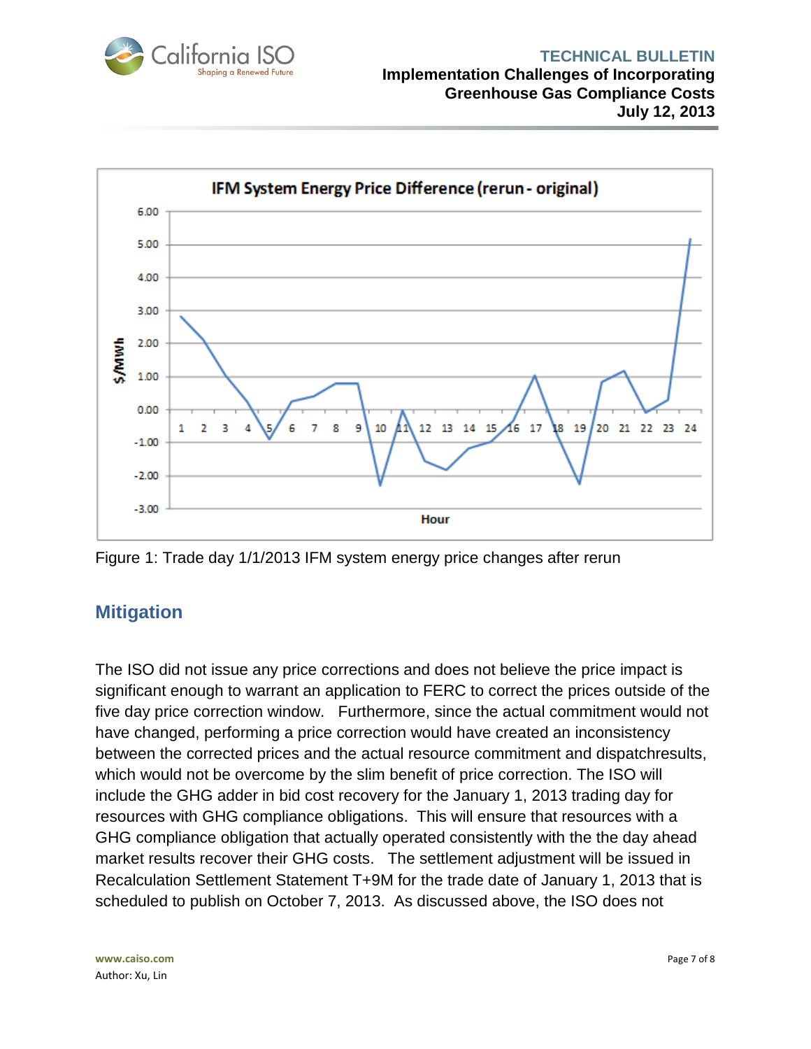Figure 1: Trade day 1/1/2013 IFM system energy price changes after rerun

## Mitigation

The ISO did not issue any price corrections and does not believe the price impact is significant enough to warrant an application to FERC to correct the prices outside of the five day price correction window. Furthermore, since the actual commitment would not have changed, performing a price correction would have created an inconsistency between the corrected prices and the actual resource commitment and dispatchresults, which would not be overcome by the slim benefit of price correction. The ISO will include the GHG adder in bid cost recovery for the January 1, 2013 trading day for resources with GHG compliance obligations. This will ensure that resources with a GHG compliance obligation that actually operated consistently with the the day ahead market results recover their GHG costs. The settlement adjustment will be issued in Recalculation Settlement Statement T+9M for the trade date of January 1, 2013 that is scheduled to publish on October 7, 2013. As discussed above, the ISO does not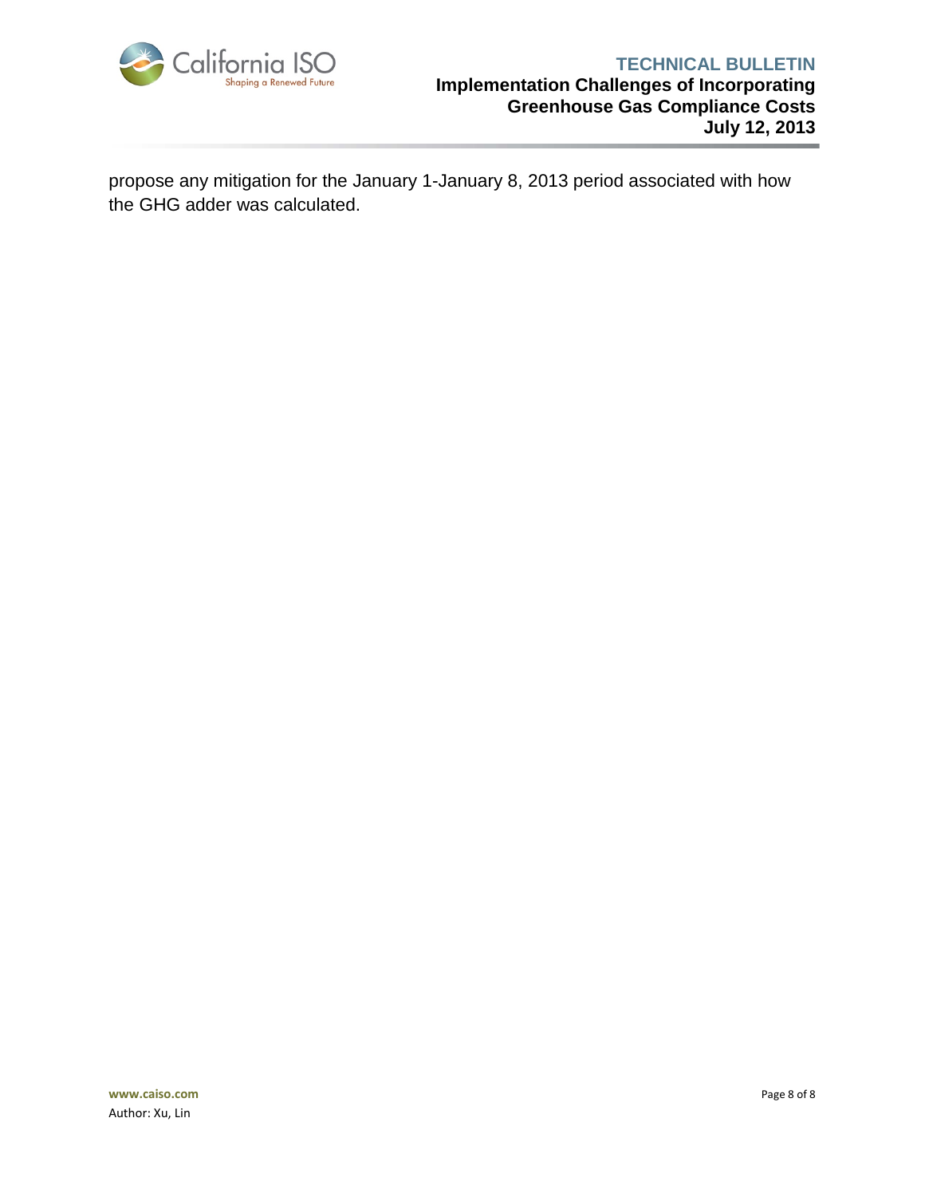propose any mitigation for the January 1-January 8, 2013 period associated with how the GHG adder was calculated.